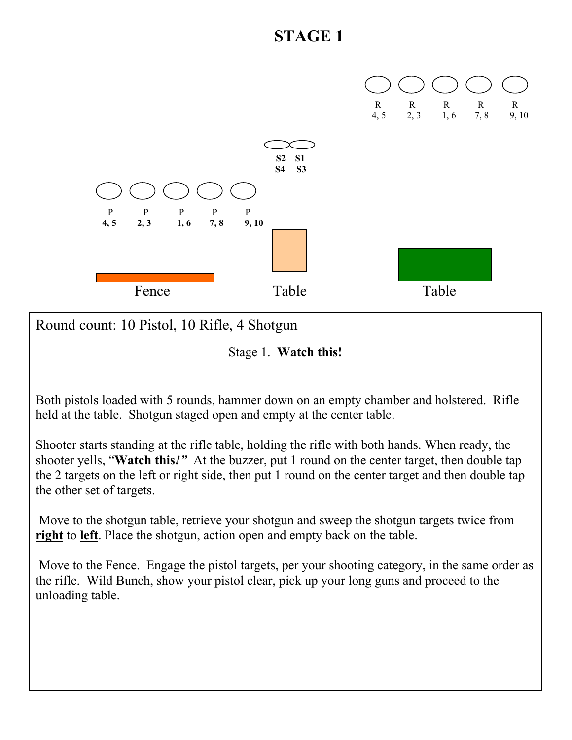# STAGE 1

R 4, 5 | R 2, 3 | R 1, 6 | R 7, 8 | R 9, 10

**S2 S1**
**S4 S3**

P **4, 5** | P **2, 3** | P **1, 6** | P **7, 8** | P **9, 10**

Fence | Table | Table

Round count: 10 Pistol, 10 Rifle, 4 Shotgun

Stage 1. **Watch this!**

Both pistols loaded with 5 rounds, hammer down on an empty chamber and holstered. Rifle held at the table. Shotgun staged open and empty at the center table.

Shooter starts standing at the rifle table, holding the rifle with both hands. When ready, the shooter yells, "**Watch this!"** At the buzzer, put 1 round on the center target, then double tap the 2 targets on the left or right side, then put 1 round on the center target and then double tap the other set of targets.

Move to the shotgun table, retrieve your shotgun and sweep the shotgun targets twice from **right** to **left**. Place the shotgun, action open and empty back on the table.

Move to the Fence. Engage the pistol targets, per your shooting category, in the same order as the rifle. Wild Bunch, show your pistol clear, pick up your long guns and proceed to the unloading table.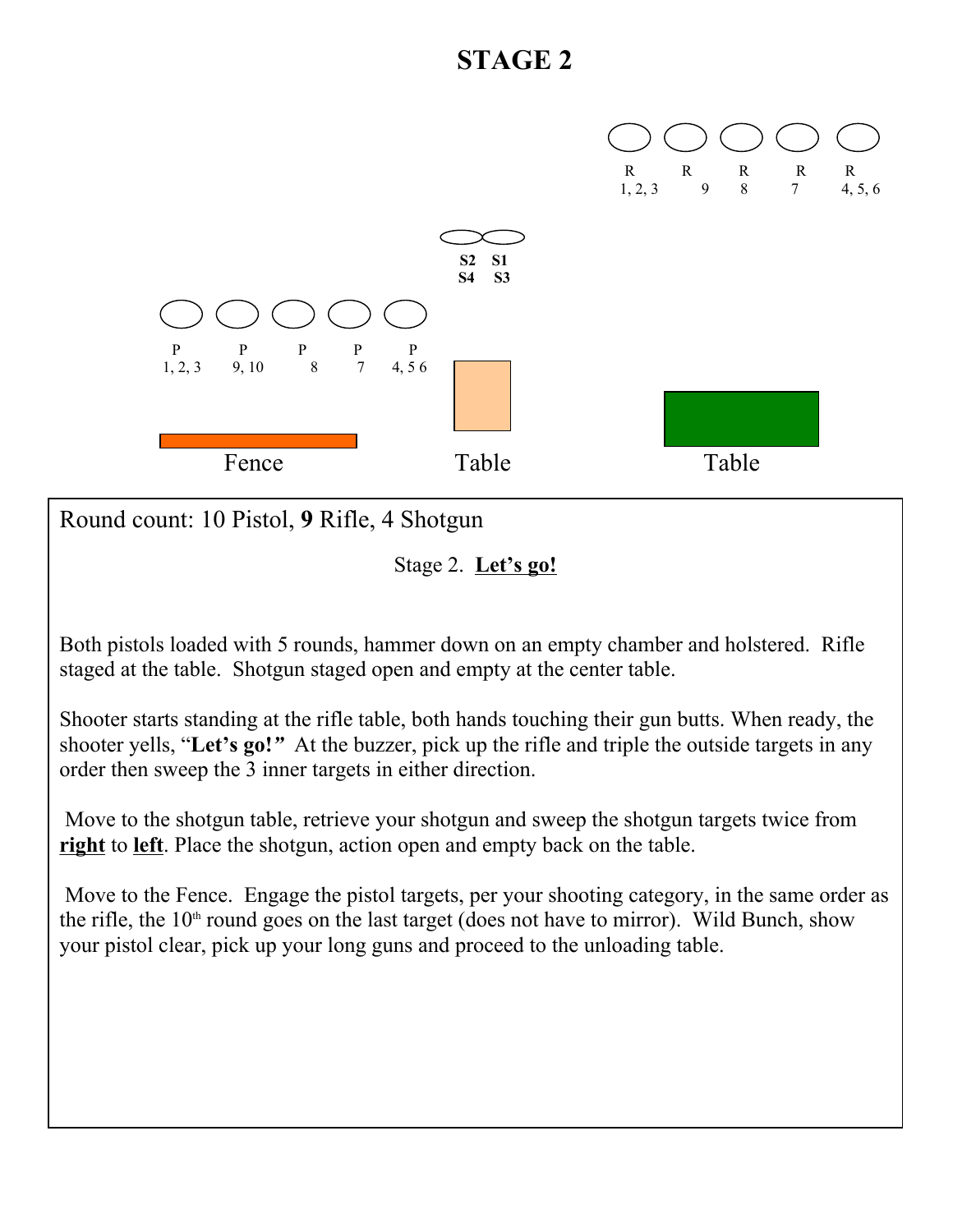# STAGE 2

R 1, 2, 3 — R 9 — R 8 — R 7 — R 4, 5, 6

S2 S1
S4 S3

P 1, 2, 3 — P 9, 10 — P 8 — P 7 — P 4, 5 6

Fence — Table — Table

Round count: 10 Pistol, **9** Rifle, 4 Shotgun

Stage 2. **<u>Let's go!</u>**

Both pistols loaded with 5 rounds, hammer down on an empty chamber and holstered. Rifle staged at the table. Shotgun staged open and empty at the center table.

Shooter starts standing at the rifle table, both hands touching their gun butts. When ready, the shooter yells, "**Let's go!**" At the buzzer, pick up the rifle and triple the outside targets in any order then sweep the 3 inner targets in either direction.

Move to the shotgun table, retrieve your shotgun and sweep the shotgun targets twice from **<u>right</u>** to **<u>left</u>**. Place the shotgun, action open and empty back on the table.

Move to the Fence. Engage the pistol targets, per your shooting category, in the same order as the rifle, the 10th round goes on the last target (does not have to mirror). Wild Bunch, show your pistol clear, pick up your long guns and proceed to the unloading table.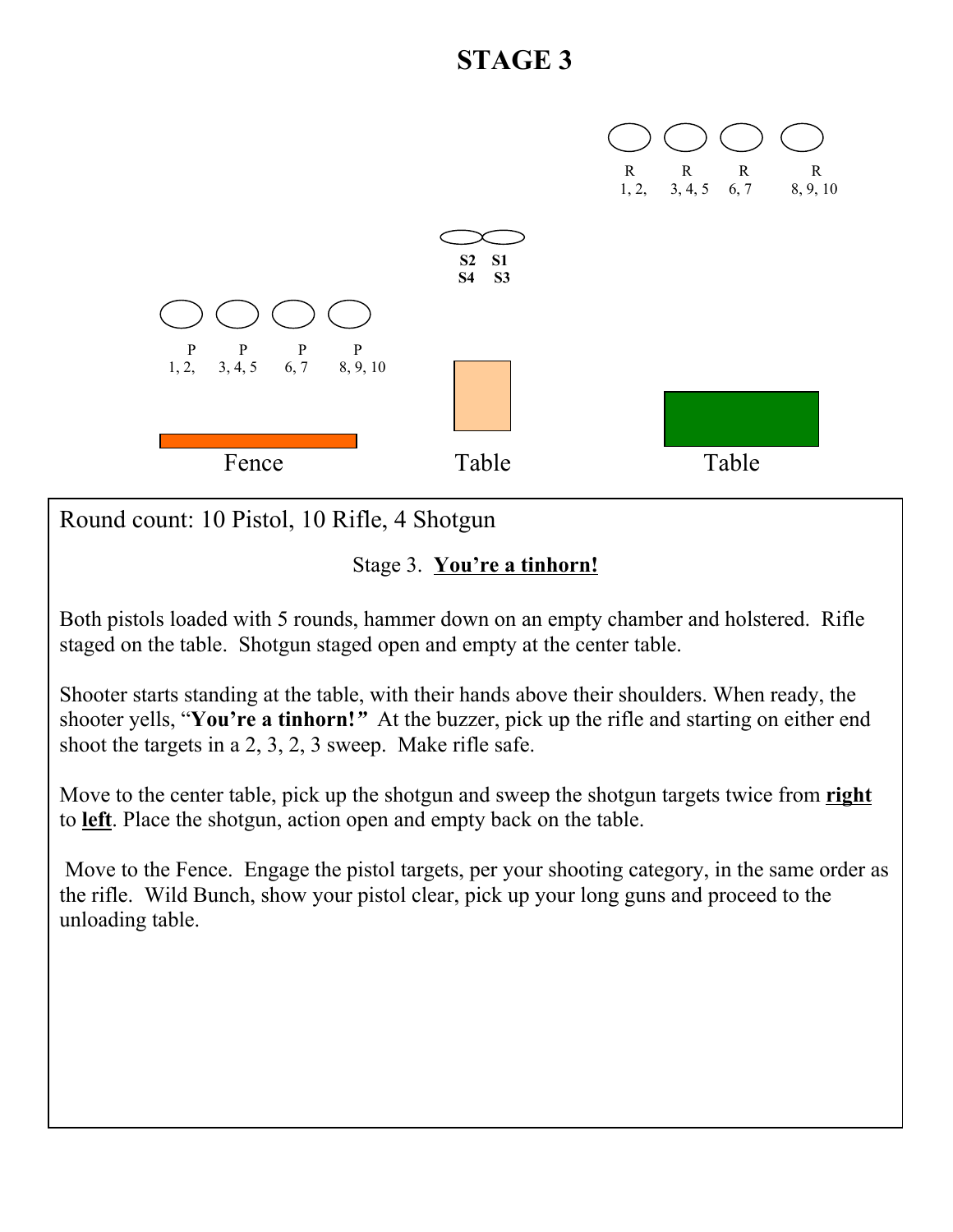# STAGE 3

R 1, 2, — R 3, 4, 5 — R 6, 7 — R 8, 9, 10

S2 S1
S4 S3

P 1, 2, — P 3, 4, 5 — P 6, 7 — P 8, 9, 10

Fence — Table — Table

Round count: 10 Pistol, 10 Rifle, 4 Shotgun

Stage 3. **You're a tinhorn!**

Both pistols loaded with 5 rounds, hammer down on an empty chamber and holstered. Rifle staged on the table. Shotgun staged open and empty at the center table.

Shooter starts standing at the table, with their hands above their shoulders. When ready, the shooter yells, "**You're a tinhorn!**" At the buzzer, pick up the rifle and starting on either end shoot the targets in a 2, 3, 2, 3 sweep. Make rifle safe.

Move to the center table, pick up the shotgun and sweep the shotgun targets twice from **right** to **left**. Place the shotgun, action open and empty back on the table.

Move to the Fence. Engage the pistol targets, per your shooting category, in the same order as the rifle. Wild Bunch, show your pistol clear, pick up your long guns and proceed to the unloading table.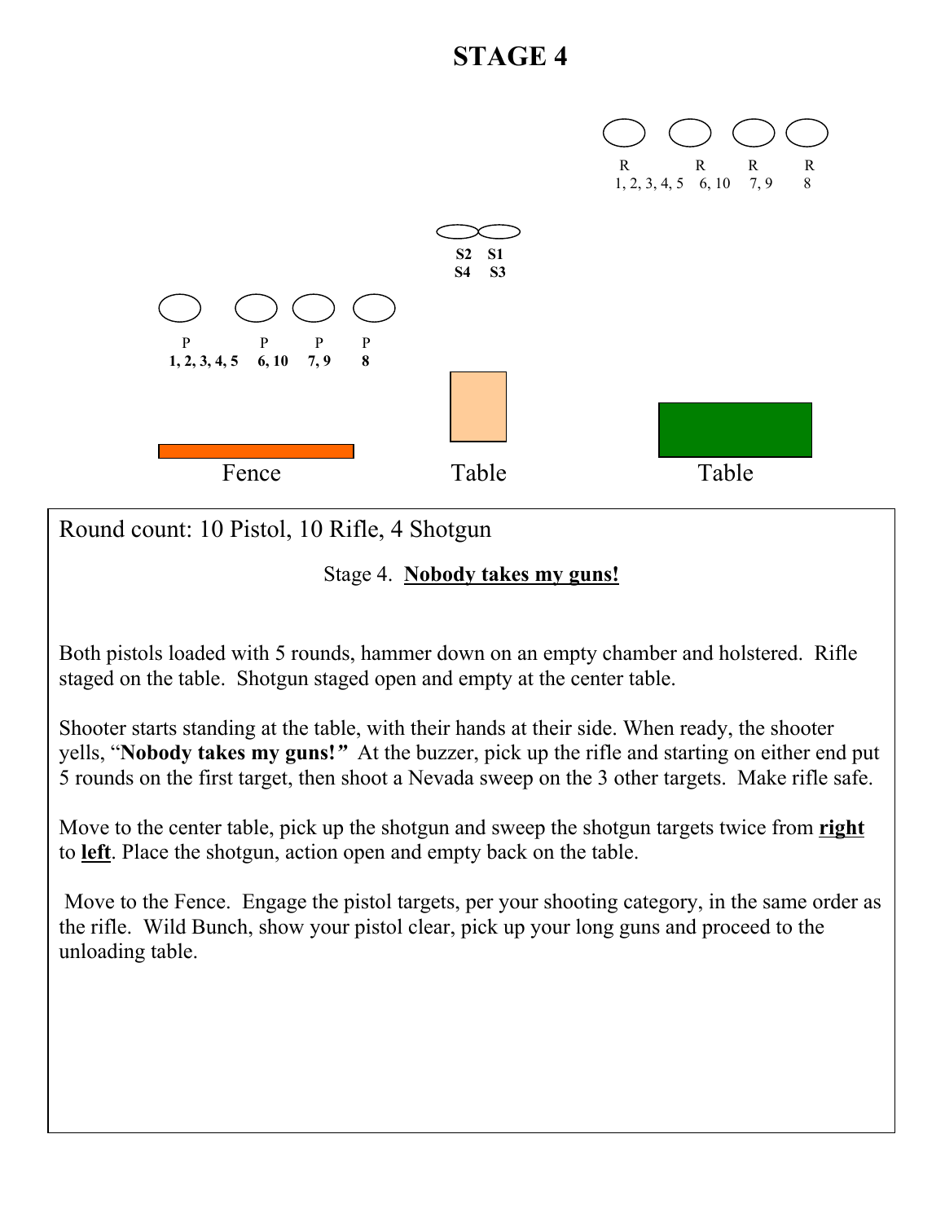# STAGE 4

R R R R
1, 2, 3, 4, 5 6, 10 7, 9 8

S2 S1
S4 S3

P P P P
**1, 2, 3, 4, 5 6, 10 7, 9 8**

Fence Table Table

Round count: 10 Pistol, 10 Rifle, 4 Shotgun

Stage 4. **Nobody takes my guns!**

Both pistols loaded with 5 rounds, hammer down on an empty chamber and holstered. Rifle staged on the table. Shotgun staged open and empty at the center table.

Shooter starts standing at the table, with their hands at their side. When ready, the shooter yells, "**Nobody takes my guns!"** At the buzzer, pick up the rifle and starting on either end put 5 rounds on the first target, then shoot a Nevada sweep on the 3 other targets. Make rifle safe.

Move to the center table, pick up the shotgun and sweep the shotgun targets twice from **right** to **left**. Place the shotgun, action open and empty back on the table.

Move to the Fence. Engage the pistol targets, per your shooting category, in the same order as the rifle. Wild Bunch, show your pistol clear, pick up your long guns and proceed to the unloading table.